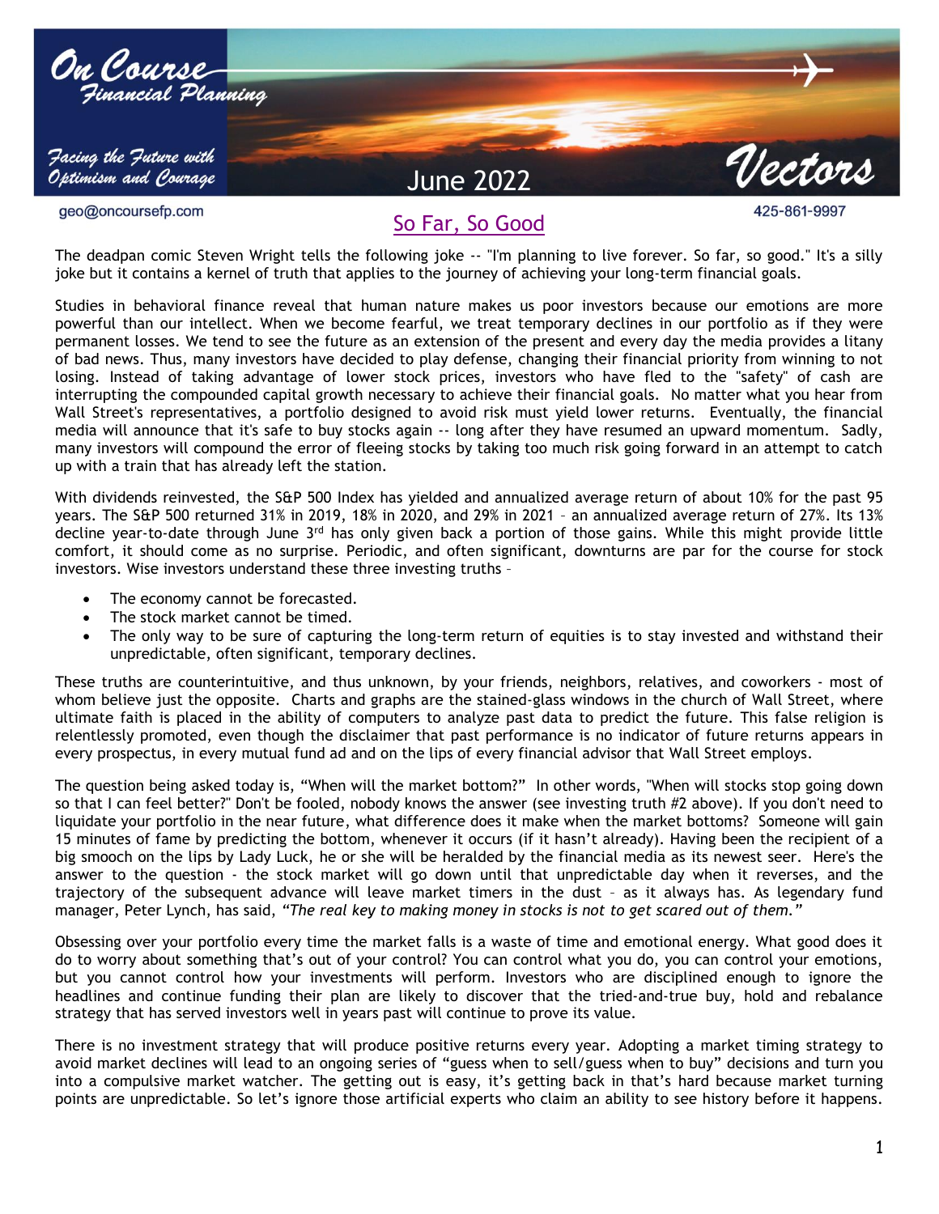# On Course Financial Planning

*Facing the Future with Optimism and Courage*

June 2022

# Vectors

geo@oncoursefp.com

425-861-9997

## So Far, So Good

The deadpan comic Steven Wright tells the following joke -- "I'm planning to live forever. So far, so good." It's a silly joke but it contains a kernel of truth that applies to the journey of achieving your long-term financial goals.

Studies in behavioral finance reveal that human nature makes us poor investors because our emotions are more powerful than our intellect. When we become fearful, we treat temporary declines in our portfolio as if they were permanent losses. We tend to see the future as an extension of the present and every day the media provides a litany of bad news. Thus, many investors have decided to play defense, changing their financial priority from winning to not losing. Instead of taking advantage of lower stock prices, investors who have fled to the "safety" of cash are interrupting the compounded capital growth necessary to achieve their financial goals. No matter what you hear from Wall Street's representatives, a portfolio designed to avoid risk must yield lower returns. Eventually, the financial media will announce that it's safe to buy stocks again -- long after they have resumed an upward momentum. Sadly, many investors will compound the error of fleeing stocks by taking too much risk going forward in an attempt to catch up with a train that has already left the station.

With dividends reinvested, the S&P 500 Index has yielded and annualized average return of about 10% for the past 95 years. The S&P 500 returned 31% in 2019, 18% in 2020, and 29% in 2021 – an annualized average return of 27%. Its 13% decline year-to-date through June 3rd has only given back a portion of those gains. While this might provide little comfort, it should come as no surprise. Periodic, and often significant, downturns are par for the course for stock investors. Wise investors understand these three investing truths –

- The economy cannot be forecasted.
- The stock market cannot be timed.
- The only way to be sure of capturing the long-term return of equities is to stay invested and withstand their unpredictable, often significant, temporary declines.

These truths are counterintuitive, and thus unknown, by your friends, neighbors, relatives, and coworkers - most of whom believe just the opposite. Charts and graphs are the stained-glass windows in the church of Wall Street, where ultimate faith is placed in the ability of computers to analyze past data to predict the future. This false religion is relentlessly promoted, even though the disclaimer that past performance is no indicator of future returns appears in every prospectus, in every mutual fund ad and on the lips of every financial advisor that Wall Street employs.

The question being asked today is, "When will the market bottom?" In other words, "When will stocks stop going down so that I can feel better?" Don't be fooled, nobody knows the answer (see investing truth #2 above). If you don't need to liquidate your portfolio in the near future, what difference does it make when the market bottoms? Someone will gain 15 minutes of fame by predicting the bottom, whenever it occurs (if it hasn't already). Having been the recipient of a big smooch on the lips by Lady Luck, he or she will be heralded by the financial media as its newest seer. Here's the answer to the question - the stock market will go down until that unpredictable day when it reverses, and the trajectory of the subsequent advance will leave market timers in the dust – as it always has. As legendary fund manager, Peter Lynch, has said, *"The real key to making money in stocks is not to get scared out of them."*

Obsessing over your portfolio every time the market falls is a waste of time and emotional energy. What good does it do to worry about something that's out of your control? You can control what you do, you can control your emotions, but you cannot control how your investments will perform. Investors who are disciplined enough to ignore the headlines and continue funding their plan are likely to discover that the tried-and-true buy, hold and rebalance strategy that has served investors well in years past will continue to prove its value.

There is no investment strategy that will produce positive returns every year. Adopting a market timing strategy to avoid market declines will lead to an ongoing series of "guess when to sell/guess when to buy" decisions and turn you into a compulsive market watcher. The getting out is easy, it's getting back in that's hard because market turning points are unpredictable. So let's ignore those artificial experts who claim an ability to see history before it happens.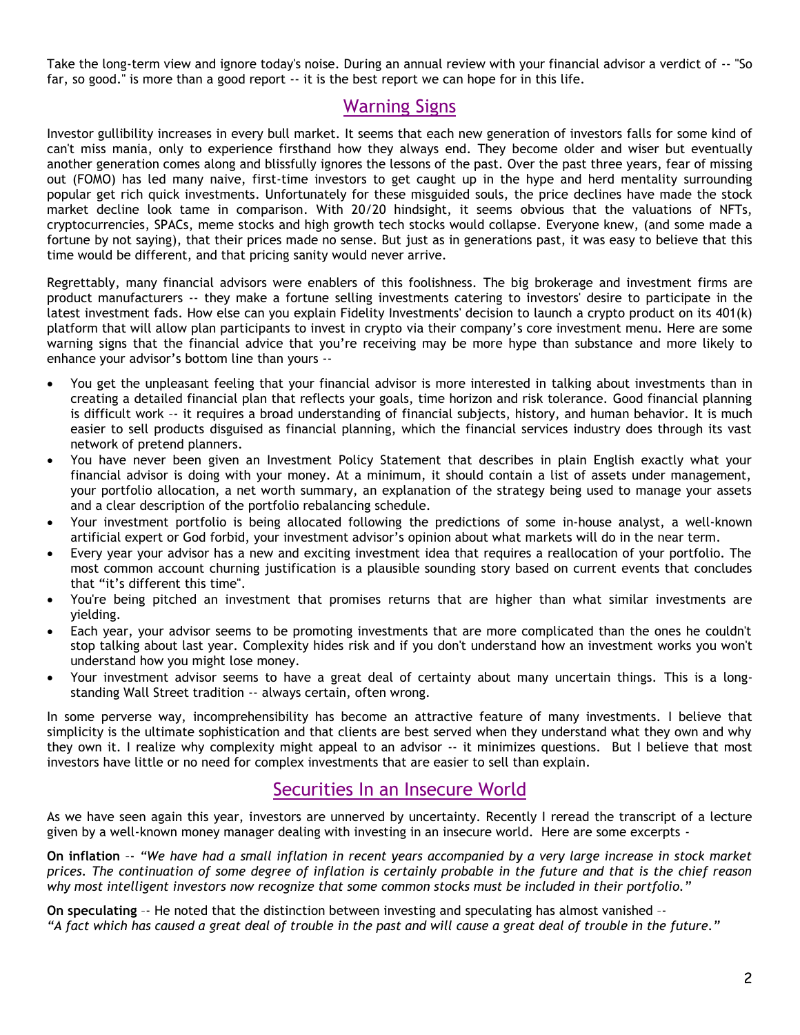Take the long-term view and ignore today's noise. During an annual review with your financial advisor a verdict of -- "So far, so good." is more than a good report -- it is the best report we can hope for in this life.

## Warning Signs

Investor gullibility increases in every bull market. It seems that each new generation of investors falls for some kind of can't miss mania, only to experience firsthand how they always end. They become older and wiser but eventually another generation comes along and blissfully ignores the lessons of the past. Over the past three years, fear of missing out (FOMO) has led many naive, first-time investors to get caught up in the hype and herd mentality surrounding popular get rich quick investments. Unfortunately for these misguided souls, the price declines have made the stock market decline look tame in comparison. With 20/20 hindsight, it seems obvious that the valuations of NFTs, cryptocurrencies, SPACs, meme stocks and high growth tech stocks would collapse. Everyone knew, (and some made a fortune by not saying), that their prices made no sense. But just as in generations past, it was easy to believe that this time would be different, and that pricing sanity would never arrive.

Regrettably, many financial advisors were enablers of this foolishness. The big brokerage and investment firms are product manufacturers -- they make a fortune selling investments catering to investors' desire to participate in the latest investment fads. How else can you explain Fidelity Investments' decision to launch a crypto product on its 401(k) platform that will allow plan participants to invest in crypto via their company's core investment menu. Here are some warning signs that the financial advice that you're receiving may be more hype than substance and more likely to enhance your advisor's bottom line than yours --

- You get the unpleasant feeling that your financial advisor is more interested in talking about investments than in creating a detailed financial plan that reflects your goals, time horizon and risk tolerance. Good financial planning is difficult work –- it requires a broad understanding of financial subjects, history, and human behavior. It is much easier to sell products disguised as financial planning, which the financial services industry does through its vast network of pretend planners.
- You have never been given an Investment Policy Statement that describes in plain English exactly what your financial advisor is doing with your money. At a minimum, it should contain a list of assets under management, your portfolio allocation, a net worth summary, an explanation of the strategy being used to manage your assets and a clear description of the portfolio rebalancing schedule.
- Your investment portfolio is being allocated following the predictions of some in-house analyst, a well-known artificial expert or God forbid, your investment advisor's opinion about what markets will do in the near term.
- Every year your advisor has a new and exciting investment idea that requires a reallocation of your portfolio. The most common account churning justification is a plausible sounding story based on current events that concludes that "it's different this time".
- You're being pitched an investment that promises returns that are higher than what similar investments are yielding.
- Each year, your advisor seems to be promoting investments that are more complicated than the ones he couldn't stop talking about last year. Complexity hides risk and if you don't understand how an investment works you won't understand how you might lose money.
- Your investment advisor seems to have a great deal of certainty about many uncertain things. This is a long-standing Wall Street tradition -- always certain, often wrong.

In some perverse way, incomprehensibility has become an attractive feature of many investments. I believe that simplicity is the ultimate sophistication and that clients are best served when they understand what they own and why they own it. I realize why complexity might appeal to an advisor -- it minimizes questions. But I believe that most investors have little or no need for complex investments that are easier to sell than explain.

## Securities In an Insecure World

As we have seen again this year, investors are unnerved by uncertainty. Recently I reread the transcript of a lecture given by a well-known money manager dealing with investing in an insecure world. Here are some excerpts -

**On inflation** –- *"We have had a small inflation in recent years accompanied by a very large increase in stock market prices. The continuation of some degree of inflation is certainly probable in the future and that is the chief reason why most intelligent investors now recognize that some common stocks must be included in their portfolio."*

**On speculating** –- He noted that the distinction between investing and speculating has almost vanished –- *"A fact which has caused a great deal of trouble in the past and will cause a great deal of trouble in the future."*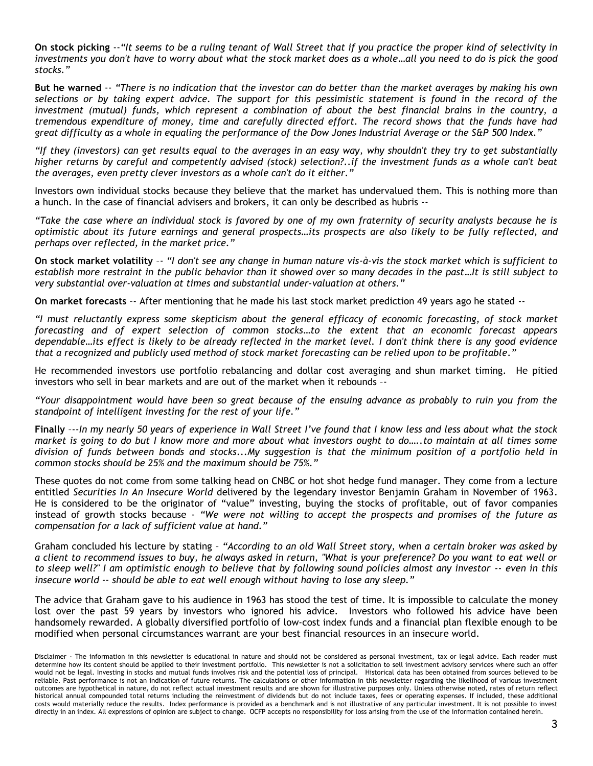**On stock picking** --*"It seems to be a ruling tenant of Wall Street that if you practice the proper kind of selectivity in investments you don't have to worry about what the stock market does as a whole…all you need to do is pick the good stocks."*

**But he warned** -- *"There is no indication that the investor can do better than the market averages by making his own selections or by taking expert advice. The support for this pessimistic statement is found in the record of the investment (mutual) funds, which represent a combination of about the best financial brains in the country, a tremendous expenditure of money, time and carefully directed effort. The record shows that the funds have had great difficulty as a whole in equaling the performance of the Dow Jones Industrial Average or the S&P 500 Index."*

*"If they (investors) can get results equal to the averages in an easy way, why shouldn't they try to get substantially higher returns by careful and competently advised (stock) selection?..if the investment funds as a whole can't beat the averages, even pretty clever investors as a whole can't do it either."*

Investors own individual stocks because they believe that the market has undervalued them. This is nothing more than a hunch. In the case of financial advisers and brokers, it can only be described as hubris --

*"Take the case where an individual stock is favored by one of my own fraternity of security analysts because he is optimistic about its future earnings and general prospects…its prospects are also likely to be fully reflected, and perhaps over reflected, in the market price."*

**On stock market volatility** -- *"I don't see any change in human nature vis-à-vis the stock market which is sufficient to establish more restraint in the public behavior than it showed over so many decades in the past…It is still subject to very substantial over-valuation at times and substantial under-valuation at others."*

**On market forecasts** -- After mentioning that he made his last stock market prediction 49 years ago he stated --

*"I must reluctantly express some skepticism about the general efficacy of economic forecasting, of stock market forecasting and of expert selection of common stocks…to the extent that an economic forecast appears dependable…its effect is likely to be already reflected in the market level. I don't think there is any good evidence that a recognized and publicly used method of stock market forecasting can be relied upon to be profitable."*

He recommended investors use portfolio rebalancing and dollar cost averaging and shun market timing. He pitied investors who sell in bear markets and are out of the market when it rebounds --

*"Your disappointment would have been so great because of the ensuing advance as probably to ruin you from the standpoint of intelligent investing for the rest of your life."*

**Finally** ---*In my nearly 50 years of experience in Wall Street I've found that I know less and less about what the stock market is going to do but I know more and more about what investors ought to do…..to maintain at all times some division of funds between bonds and stocks...My suggestion is that the minimum position of a portfolio held in common stocks should be 25% and the maximum should be 75%."*

These quotes do not come from some talking head on CNBC or hot shot hedge fund manager. They come from a lecture entitled *Securities In An Insecure World* delivered by the legendary investor Benjamin Graham in November of 1963. He is considered to be the originator of "value" investing, buying the stocks of profitable, out of favor companies instead of growth stocks because - *"We were not willing to accept the prospects and promises of the future as compensation for a lack of sufficient value at hand."*

Graham concluded his lecture by stating – *"According to an old Wall Street story, when a certain broker was asked by a client to recommend issues to buy, he always asked in return, "What is your preference? Do you want to eat well or to sleep well?" I am optimistic enough to believe that by following sound policies almost any investor -- even in this insecure world -- should be able to eat well enough without having to lose any sleep."*

The advice that Graham gave to his audience in 1963 has stood the test of time. It is impossible to calculate the money lost over the past 59 years by investors who ignored his advice. Investors who followed his advice have been handsomely rewarded. A globally diversified portfolio of low-cost index funds and a financial plan flexible enough to be modified when personal circumstances warrant are your best financial resources in an insecure world.

Disclaimer - The information in this newsletter is educational in nature and should not be considered as personal investment, tax or legal advice. Each reader must determine how its content should be applied to their investment portfolio. This newsletter is not a solicitation to sell investment advisory services where such an offer would not be legal. Investing in stocks and mutual funds involves risk and the potential loss of principal. Historical data has been obtained from sources believed to be reliable. Past performance is not an indication of future returns. The calculations or other information in this newsletter regarding the likelihood of various investment outcomes are hypothetical in nature, do not reflect actual investment results and are shown for illustrative purposes only. Unless otherwise noted, rates of return reflect historical annual compounded total returns including the reinvestment of dividends but do not include taxes, fees or operating expenses. If included, these additional costs would materially reduce the results. Index performance is provided as a benchmark and is not illustrative of any particular investment. It is not possible to invest directly in an index. All expressions of opinion are subject to change. OCFP accepts no responsibility for loss arising from the use of the information contained herein.